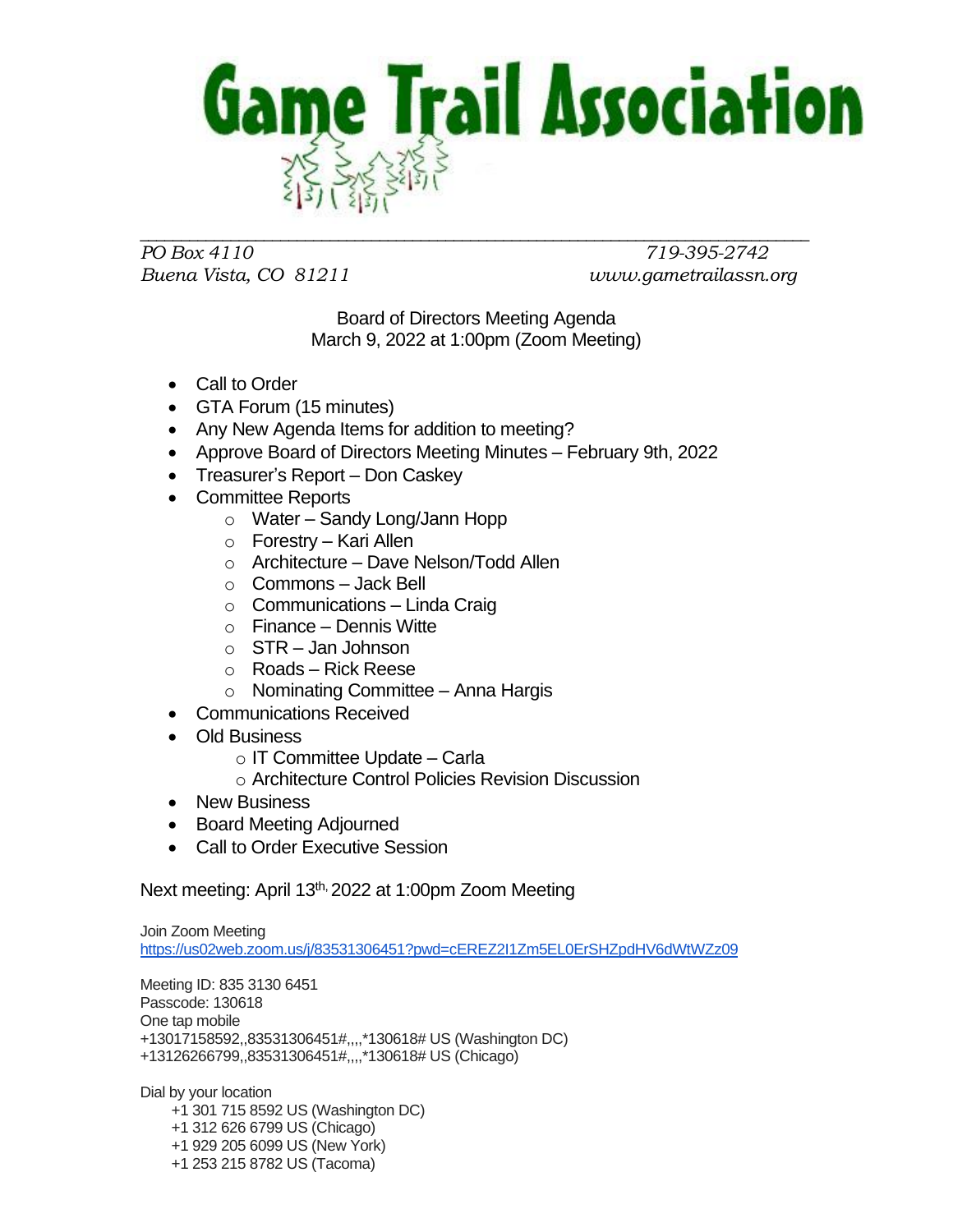# Game Trail Association

*PO Box 4110* *719-395-2742*
*Buena Vista, CO 81211* *www.gametrailassn.org*

Board of Directors Meeting Agenda
March 9, 2022 at 1:00pm (Zoom Meeting)

- Call to Order
- GTA Forum (15 minutes)
- Any New Agenda Items for addition to meeting?
- Approve Board of Directors Meeting Minutes – February 9th, 2022
- Treasurer's Report – Don Caskey
- Committee Reports
  - Water – Sandy Long/Jann Hopp
  - Forestry – Kari Allen
  - Architecture – Dave Nelson/Todd Allen
  - Commons – Jack Bell
  - Communications – Linda Craig
  - Finance – Dennis Witte
  - STR – Jan Johnson
  - Roads – Rick Reese
  - Nominating Committee – Anna Hargis
- Communications Received
- Old Business
  - IT Committee Update – Carla
  - Architecture Control Policies Revision Discussion
- New Business
- Board Meeting Adjourned
- Call to Order Executive Session

Next meeting: April 13th, 2022 at 1:00pm Zoom Meeting

Join Zoom Meeting
https://us02web.zoom.us/j/83531306451?pwd=cEREZ2l1Zm5EL0ErSHZpdHV6dWtWZz09

Meeting ID: 835 3130 6451
Passcode: 130618
One tap mobile
+13017158592,,83531306451#,,,,*130618# US (Washington DC)
+13126266799,,83531306451#,,,,*130618# US (Chicago)

Dial by your location
- +1 301 715 8592 US (Washington DC)
- +1 312 626 6799 US (Chicago)
- +1 929 205 6099 US (New York)
- +1 253 215 8782 US (Tacoma)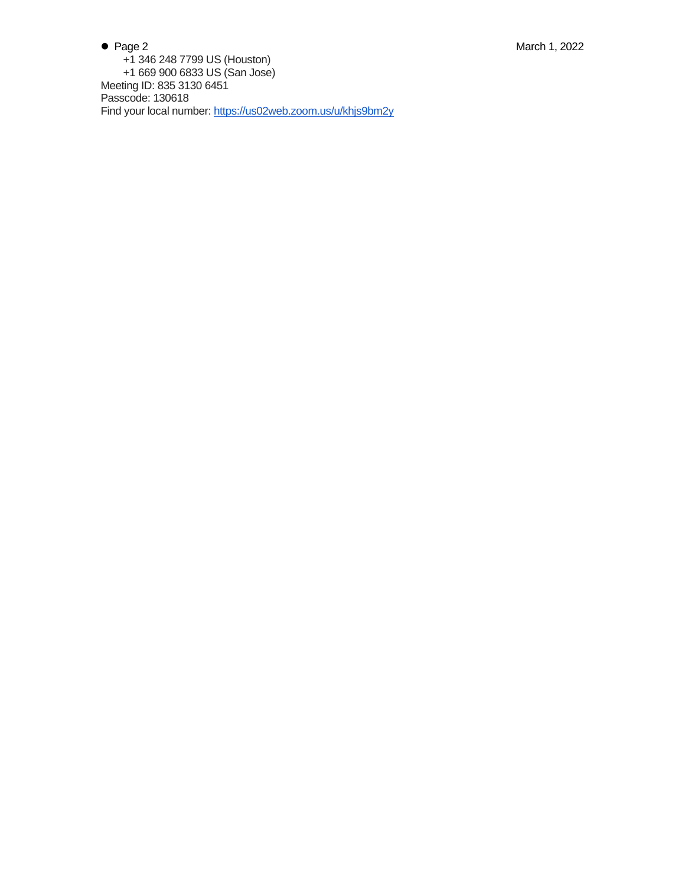+1 346 248 7799 US (Houston)
+1 669 900 6833 US (San Jose)

Meeting ID: 835 3130 6451
Passcode: 130618
Find your local number: [https://us02web.zoom.us/u/khjs9bm2y](https://us02web.zoom.us/u/khjs9bm2y)